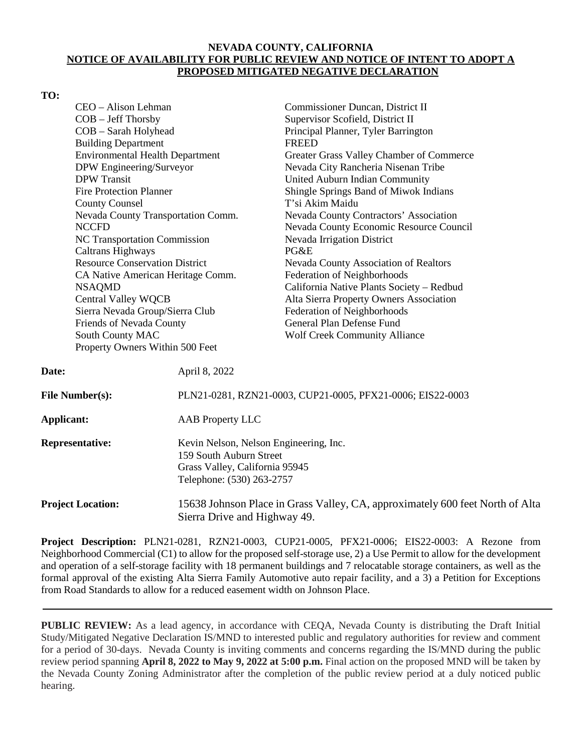**NEVADA COUNTY, CALIFORNIA**
**NOTICE OF AVAILABILITY FOR PUBLIC REVIEW AND NOTICE OF INTENT TO ADOPT A PROPOSED MITIGATED NEGATIVE DECLARATION**

**TO:**

CEO – Alison Lehman
COB – Jeff Thorsby
COB – Sarah Holyhead
Building Department
Environmental Health Department
DPW Engineering/Surveyor
DPW Transit
Fire Protection Planner
County Counsel
Nevada County Transportation Comm.
NCCFD
NC Transportation Commission
Caltrans Highways
Resource Conservation District
CA Native American Heritage Comm.
NSAQMD
Central Valley WQCB
Sierra Nevada Group/Sierra Club
Friends of Nevada County
South County MAC
Property Owners Within 500 Feet
Commissioner Duncan, District II
Supervisor Scofield, District II
Principal Planner, Tyler Barrington
FREED
Greater Grass Valley Chamber of Commerce
Nevada City Rancheria Nisenan Tribe
United Auburn Indian Community
Shingle Springs Band of Miwok Indians
T'si Akim Maidu
Nevada County Contractors' Association
Nevada County Economic Resource Council
Nevada Irrigation District
PG&E
Nevada County Association of Realtors
Federation of Neighborhoods
California Native Plants Society – Redbud
Alta Sierra Property Owners Association
Federation of Neighborhoods
General Plan Defense Fund
Wolf Creek Community Alliance

**Date:** April 8, 2022

**File Number(s):** PLN21-0281, RZN21-0003, CUP21-0005, PFX21-0006; EIS22-0003

**Applicant:** AAB Property LLC

**Representative:** Kevin Nelson, Nelson Engineering, Inc.
159 South Auburn Street
Grass Valley, California 95945
Telephone: (530) 263-2757

**Project Location:** 15638 Johnson Place in Grass Valley, CA, approximately 600 feet North of Alta Sierra Drive and Highway 49.

**Project Description:** PLN21-0281, RZN21-0003, CUP21-0005, PFX21-0006; EIS22-0003: A Rezone from Neighborhood Commercial (C1) to allow for the proposed self-storage use, 2) a Use Permit to allow for the development and operation of a self-storage facility with 18 permanent buildings and 7 relocatable storage containers, as well as the formal approval of the existing Alta Sierra Family Automotive auto repair facility, and a 3) a Petition for Exceptions from Road Standards to allow for a reduced easement width on Johnson Place.

---

**PUBLIC REVIEW:** As a lead agency, in accordance with CEQA, Nevada County is distributing the Draft Initial Study/Mitigated Negative Declaration IS/MND to interested public and regulatory authorities for review and comment for a period of 30-days. Nevada County is inviting comments and concerns regarding the IS/MND during the public review period spanning **April 8, 2022 to May 9, 2022 at 5:00 p.m.** Final action on the proposed MND will be taken by the Nevada County Zoning Administrator after the completion of the public review period at a duly noticed public hearing.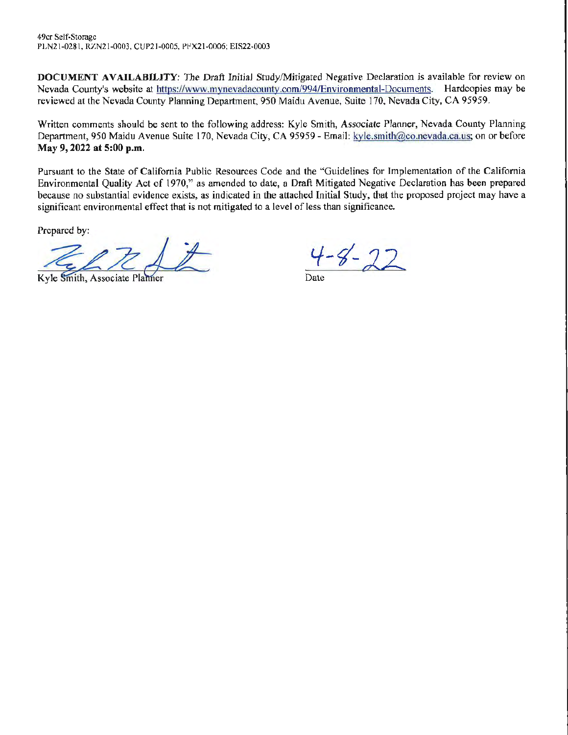**DOCUMENT AVAILABILITY**: The Draft Initial Study/Mitigated Negative Declaration is available for review on Nevada County's website at https://www.mynevadacounty.com/994/Environmental-Documents. Hardcopies may be reviewed at the Nevada County Planning Department, 950 Maidu Avenue, Suite 170, Nevada City, CA 95959.

Written comments should be sent to the following address: Kyle Smith, Associate Planner, Nevada County Planning Department, 950 Maidu Avenue Suite 170, Nevada City, CA 95959 - Email: kyle.smith@co.nevada.ca.us; on or before **May 9, 2022 at 5:00 p.m.**

Pursuant to the State of California Public Resources Code and the "Guidelines for Implementation of the California Environmental Quality Act of 1970," as amended to date, a Draft Mitigated Negative Declaration has been prepared because no substantial evidence exists, as indicated in the attached Initial Study, that the proposed project may have a significant environmental effect that is not mitigated to a level of less than significance.

Prepared by:

Kyle Smith, Associate Planner

4-8-22

Date